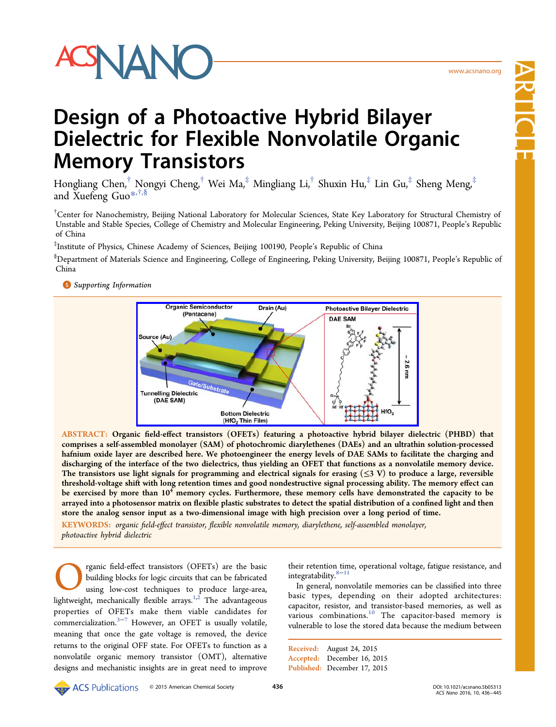# Design of a Photoactive Hybrid Bilayer Dielectric for Flexible Nonvolatile Organic Memory Transistors

Hongliang Chen,[†] Nongyi Cheng,[†] Wei Ma,[‡] Mingliang Li,[†] Shuxin Hu,[‡] Lin Gu,[‡] Sheng Meng,[‡] and Xuefeng Guo*[,†,§]

[†]Center for Nanochemistry, Beijing National Laboratory for Molecular Sciences, State Key Laboratory for Structural Chemistry of Unstable and Stable Species, College of Chemistry and Molecular Engineering, Peking University, Beijing 100871, People's Republic of China

[‡]Institute of Physics, Chinese Academy of Sciences, Beijing 100190, People's Republic of China

[§]Department of Materials Science and Engineering, College of Engineering, Peking University, Beijing 100871, People's Republic of China

Supporting Information

**ABSTRACT: Organic field-effect transistors (OFETs) featuring a photoactive hybrid bilayer dielectric (PHBD) that comprises a self-assembled monolayer (SAM) of photochromic diarylethenes (DAEs) and an ultrathin solution-processed hafnium oxide layer are described here. We photoengineer the energy levels of DAE SAMs to facilitate the charging and discharging of the interface of the two dielectrics, thus yielding an OFET that functions as a nonvolatile memory device. The transistors use light signals for programming and electrical signals for erasing (≤3 V) to produce a large, reversible threshold-voltage shift with long retention times and good nondestructive signal processing ability. The memory effect can be exercised by more than $10^4$ memory cycles. Furthermore, these memory cells have demonstrated the capacity to be arrayed into a photosensor matrix on flexible plastic substrates to detect the spatial distribution of a confined light and then store the analog sensor input as a two-dimensional image with high precision over a long period of time.**

KEYWORDS: *organic field-effect transistor, flexible nonvolatile memory, diarylethene, self-assembled monolayer, photoactive hybrid dielectric*

Organic field-effect transistors (OFETs) are the basic building blocks for logic circuits that can be fabricated using low-cost techniques to produce large-area, lightweight, mechanically flexible arrays.[1,2] The advantageous properties of OFETs make them viable candidates for commercialization.[3−7] However, an OFET is usually volatile, meaning that once the gate voltage is removed, the device returns to the original OFF state. For OFETs to function as a nonvolatile organic memory transistor (OMT), alternative designs and mechanistic insights are in great need to improve their retention time, operational voltage, fatigue resistance, and integratability.[8−11]

In general, nonvolatile memories can be classified into three basic types, depending on their adopted architectures: capacitor, resistor, and transistor-based memories, as well as various combinations.[10] The capacitor-based memory is vulnerable to lose the stored data because the medium between

Received: August 24, 2015
Accepted: December 16, 2015
Published: December 17, 2015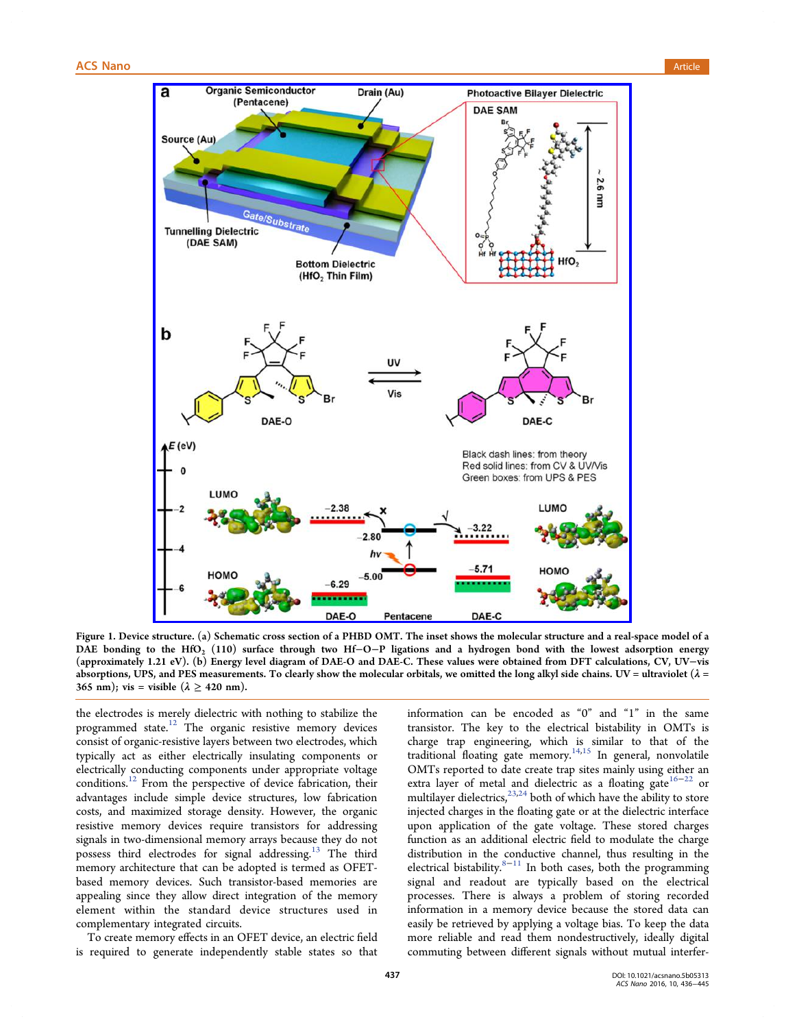Figure 1. Device structure. (a) Schematic cross section of a PHBD OMT. The inset shows the molecular structure and a real-space model of a DAE bonding to the $HfO_2$ (110) surface through two Hf−O−P ligations and a hydrogen bond with the lowest adsorption energy (approximately 1.21 eV). (b) Energy level diagram of DAE-O and DAE-C. These values were obtained from DFT calculations, CV, UV−vis absorptions, UPS, and PES measurements. To clearly show the molecular orbitals, we omitted the long alkyl side chains. UV = ultraviolet ($\lambda$ = 365 nm); vis = visible ($\lambda \geq$ 420 nm).

the electrodes is merely dielectric with nothing to stabilize the programmed state.[12] The organic resistive memory devices consist of organic-resistive layers between two electrodes, which typically act as either electrically insulating components or electrically conducting components under appropriate voltage conditions.[12] From the perspective of device fabrication, their advantages include simple device structures, low fabrication costs, and maximized storage density. However, the organic resistive memory devices require transistors for addressing signals in two-dimensional memory arrays because they do not possess third electrodes for signal addressing.[13] The third memory architecture that can be adopted is termed as OFET-based memory devices. Such transistor-based memories are appealing since they allow direct integration of the memory element within the standard device structures used in complementary integrated circuits.

To create memory effects in an OFET device, an electric field is required to generate independently stable states so that information can be encoded as "0" and "1" in the same transistor. The key to the electrical bistability in OMTs is charge trap engineering, which is similar to that of the traditional floating gate memory.[14,15] In general, nonvolatile OMTs reported to date create trap sites mainly using either an extra layer of metal and dielectric as a floating gate[16−22] or multilayer dielectrics,[23,24] both of which have the ability to store injected charges in the floating gate or at the dielectric interface upon application of the gate voltage. These stored charges function as an additional electric field to modulate the charge distribution in the conductive channel, thus resulting in the electrical bistability.[8−11] In both cases, both the programming signal and readout are typically based on the electrical processes. There is always a problem of storing recorded information in a memory device because the stored data can easily be retrieved by applying a voltage bias. To keep the data more reliable and read them nondestructively, ideally digital commuting between different signals without mutual interfer-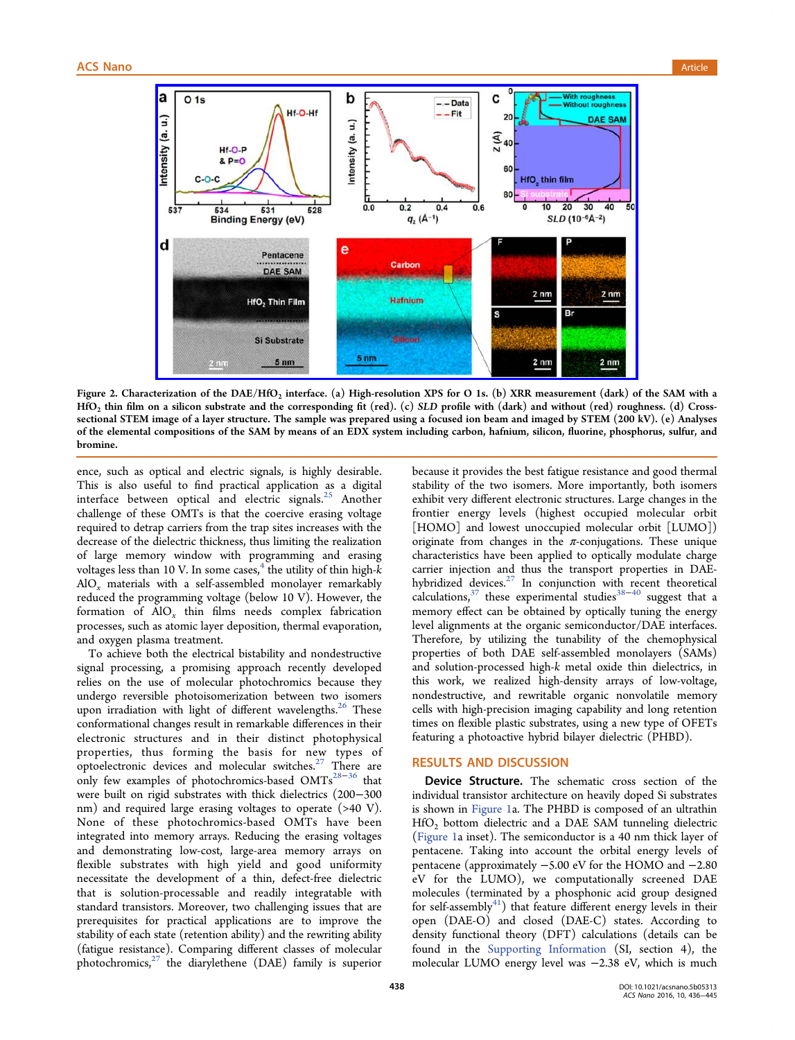Figure 2. Characterization of the DAE/$HfO_2$ interface. (a) High-resolution XPS for O 1s. (b) XRR measurement (dark) of the SAM with a $HfO_2$ thin film on a silicon substrate and the corresponding fit (red). (c) *SLD* profile with (dark) and without (red) roughness. (d) Cross-sectional STEM image of a layer structure. The sample was prepared using a focused ion beam and imaged by STEM (200 kV). (e) Analyses of the elemental compositions of the SAM by means of an EDX system including carbon, hafnium, silicon, fluorine, phosphorus, sulfur, and bromine.

ence, such as optical and electric signals, is highly desirable. This is also useful to find practical application as a digital interface between optical and electric signals.[25] Another challenge of these OMTs is that the coercive erasing voltage required to detrap carriers from the trap sites increases with the decrease of the dielectric thickness, thus limiting the realization of large memory window with programming and erasing voltages less than 10 V. In some cases,[4] the utility of thin high-*k* $AlO_x$ materials with a self-assembled monolayer remarkably reduced the programming voltage (below 10 V). However, the formation of $AlO_x$ thin films needs complex fabrication processes, such as atomic layer deposition, thermal evaporation, and oxygen plasma treatment.

To achieve both the electrical bistability and nondestructive signal processing, a promising approach recently developed relies on the use of molecular photochromics because they undergo reversible photoisomerization between two isomers upon irradiation with light of different wavelengths.[26] These conformational changes result in remarkable differences in their electronic structures and in their distinct photophysical properties, thus forming the basis for new types of optoelectronic devices and molecular switches.[27] There are only few examples of photochromics-based OMTs[28−36] that were built on rigid substrates with thick dielectrics (200−300 nm) and required large erasing voltages to operate (>40 V). None of these photochromics-based OMTs have been integrated into memory arrays. Reducing the erasing voltages and demonstrating low-cost, large-area memory arrays on flexible substrates with high yield and good uniformity necessitate the development of a thin, defect-free dielectric that is solution-processable and readily integratable with standard transistors. Moreover, two challenging issues that are prerequisites for practical applications are to improve the stability of each state (retention ability) and the rewriting ability (fatigue resistance). Comparing different classes of molecular photochromics,[27] the diarylethene (DAE) family is superior because it provides the best fatigue resistance and good thermal stability of the two isomers. More importantly, both isomers exhibit very different electronic structures. Large changes in the frontier energy levels (highest occupied molecular orbit [HOMO] and lowest unoccupied molecular orbit [LUMO]) originate from changes in the $\pi$-conjugations. These unique characteristics have been applied to optically modulate charge carrier injection and thus the transport properties in DAE-hybridized devices.[27] In conjunction with recent theoretical calculations,[37] these experimental studies[38−40] suggest that a memory effect can be obtained by optically tuning the energy level alignments at the organic semiconductor/DAE interfaces. Therefore, by utilizing the tunability of the chemophysical properties of both DAE self-assembled monolayers (SAMs) and solution-processed high-*k* metal oxide thin dielectrics, in this work, we realized high-density arrays of low-voltage, nondestructive, and rewritable organic nonvolatile memory cells with high-precision imaging capability and long retention times on flexible plastic substrates, using a new type of OFETs featuring a photoactive hybrid bilayer dielectric (PHBD).

## RESULTS AND DISCUSSION

**Device Structure.** The schematic cross section of the individual transistor architecture on heavily doped Si substrates is shown in Figure 1a. The PHBD is composed of an ultrathin $HfO_2$ bottom dielectric and a DAE SAM tunneling dielectric (Figure 1a inset). The semiconductor is a 40 nm thick layer of pentacene. Taking into account the orbital energy levels of pentacene (approximately −5.00 eV for the HOMO and −2.80 eV for the LUMO), we computationally screened DAE molecules (terminated by a phosphonic acid group designed for self-assembly[41]) that feature different energy levels in their open (DAE-O) and closed (DAE-C) states. According to density functional theory (DFT) calculations (details can be found in the Supporting Information (SI, section 4), the molecular LUMO energy level was −2.38 eV, which is much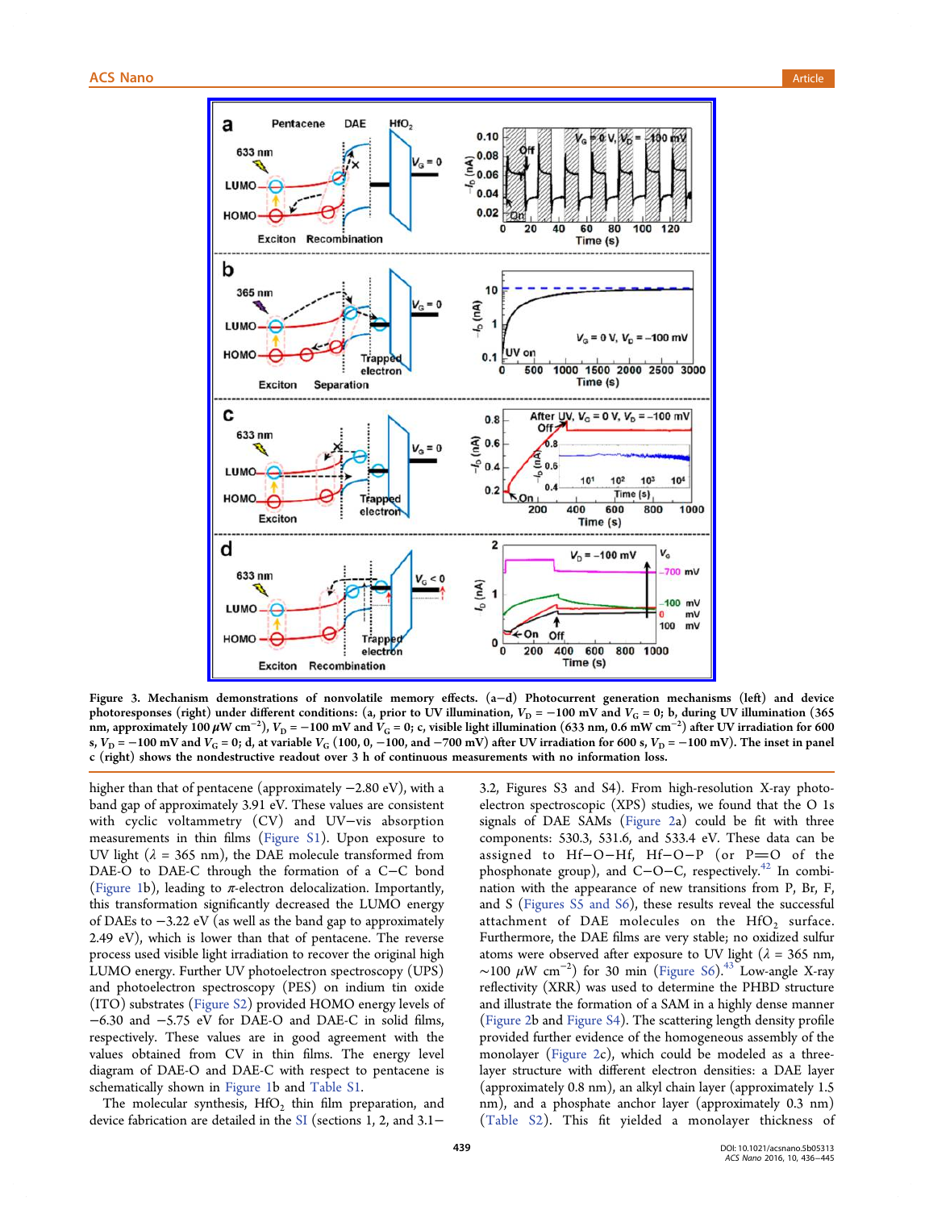Figure 3. Mechanism demonstrations of nonvolatile memory effects. (a−d) Photocurrent generation mechanisms (left) and device photoresponses (right) under different conditions: (a, prior to UV illumination, $V_D = -100$ mV and $V_G = 0$; b, during UV illumination (365 nm, approximately 100 $\mu$W cm$^{-2}$), $V_D = -100$ mV and $V_G = 0$; c, visible light illumination (633 nm, 0.6 mW cm$^{-2}$) after UV irradiation for 600 s, $V_D = -100$ mV and $V_G = 0$; d, at variable $V_G$ (100, 0, −100, and −700 mV) after UV irradiation for 600 s, $V_D = -100$ mV). The inset in panel c (right) shows the nondestructive readout over 3 h of continuous measurements with no information loss.

higher than that of pentacene (approximately −2.80 eV), with a band gap of approximately 3.91 eV. These values are consistent with cyclic voltammetry (CV) and UV−vis absorption measurements in thin films (Figure S1). Upon exposure to UV light ($\lambda$ = 365 nm), the DAE molecule transformed from DAE-O to DAE-C through the formation of a C−C bond (Figure 1b), leading to $\pi$-electron delocalization. Importantly, this transformation significantly decreased the LUMO energy of DAEs to −3.22 eV (as well as the band gap to approximately 2.49 eV), which is lower than that of pentacene. The reverse process used visible light irradiation to recover the original high LUMO energy. Further UV photoelectron spectroscopy (UPS) and photoelectron spectroscopy (PES) on indium tin oxide (ITO) substrates (Figure S2) provided HOMO energy levels of −6.30 and −5.75 eV for DAE-O and DAE-C in solid films, respectively. These values are in good agreement with the values obtained from CV in thin films. The energy level diagram of DAE-O and DAE-C with respect to pentacene is schematically shown in Figure 1b and Table S1.

The molecular synthesis, $HfO_2$ thin film preparation, and device fabrication are detailed in the SI (sections 1, 2, and 3.1−3.2, Figures S3 and S4). From high-resolution X-ray photoelectron spectroscopic (XPS) studies, we found that the O 1s signals of DAE SAMs (Figure 2a) could be fit with three components: 530.3, 531.6, and 533.4 eV. These data can be assigned to Hf−O−Hf, Hf−O−P (or P═O of the phosphonate group), and C−O−C, respectively.[42] In combination with the appearance of new transitions from P, Br, F, and S (Figures S5 and S6), these results reveal the successful attachment of DAE molecules on the $HfO_2$ surface. Furthermore, the DAE films are very stable; no oxidized sulfur atoms were observed after exposure to UV light ($\lambda$ = 365 nm, ~100 $\mu$W cm$^{-2}$) for 30 min (Figure S6).[43] Low-angle X-ray reflectivity (XRR) was used to determine the PHBD structure and illustrate the formation of a SAM in a highly dense manner (Figure 2b and Figure S4). The scattering length density profile provided further evidence of the homogeneous assembly of the monolayer (Figure 2c), which could be modeled as a three-layer structure with different electron densities: a DAE layer (approximately 0.8 nm), an alkyl chain layer (approximately 1.5 nm), and a phosphate anchor layer (approximately 0.3 nm) (Table S2). This fit yielded a monolayer thickness of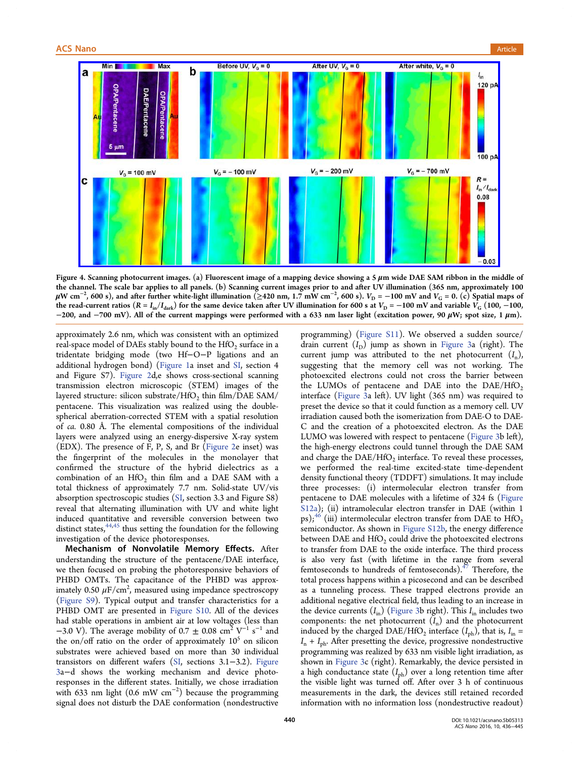Figure 4. Scanning photocurrent images. (a) Fluorescent image of a mapping device showing a 5 $\mu$m wide DAE SAM ribbon in the middle of the channel. The scale bar applies to all panels. (b) Scanning current images prior to and after UV illumination (365 nm, approximately 100 $\mu$W cm$^{-2}$, 600 s), and after further white-light illumination (≥420 nm, 1.7 mW cm$^{-2}$, 600 s). $V_D$ = −100 mV and $V_G$ = 0. (c) Spatial maps of the read-current ratios ($R = I_{in}/I_{dark}$) for the same device taken after UV illumination for 600 s at $V_D$ = −100 mV and variable $V_G$ (100, −100, −200, and −700 mV). All of the current mappings were performed with a 633 nm laser light (excitation power, 90 $\mu$W; spot size, 1 $\mu$m).

approximately 2.6 nm, which was consistent with an optimized real-space model of DAEs stably bound to the $HfO_2$ surface in a tridentate bridging mode (two Hf−O−P ligations and an additional hydrogen bond) (Figure 1a inset and SI, section 4 and Figure S7). Figure 2d,e shows cross-sectional scanning transmission electron microscopic (STEM) images of the layered structure: silicon substrate/$HfO_2$ thin film/DAE SAM/pentacene. This visualization was realized using the double-spherical aberration-corrected STEM with a spatial resolution of *ca.* 0.80 Å. The elemental compositions of the individual layers were analyzed using an energy-dispersive X-ray system (EDX). The presence of F, P, S, and Br (Figure 2e inset) was the fingerprint of the molecules in the monolayer that confirmed the structure of the hybrid dielectrics as a combination of an $HfO_2$ thin film and a DAE SAM with a total thickness of approximately 7.7 nm. Solid-state UV/vis absorption spectroscopic studies (SI, section 3.3 and Figure S8) reveal that alternating illumination with UV and white light induced quantitative and reversible conversion between two distinct states,[44,45] thus setting the foundation for the following investigation of the device photoresponses.

**Mechanism of Nonvolatile Memory Effects.** After understanding the structure of the pentacene/DAE interface, we then focused on probing the photoresponsive behaviors of PHBD OMTs. The capacitance of the PHBD was approximately 0.50 $\mu$F/cm$^2$, measured using impedance spectroscopy (Figure S9). Typical output and transfer characteristics for a PHBD OMT are presented in Figure S10. All of the devices had stable operations in ambient air at low voltages (less than −3.0 V). The average mobility of 0.7 ± 0.08 cm$^2$ V$^{-1}$ s$^{-1}$ and the on/off ratio on the order of approximately $10^5$ on silicon substrates were achieved based on more than 30 individual transistors on different wafers (SI, sections 3.1−3.2). Figure 3a−d shows the working mechanism and device photoresponses in the different states. Initially, we chose irradiation with 633 nm light (0.6 mW cm$^{-2}$) because the programming signal does not disturb the DAE conformation (nondestructive programming) (Figure S11). We observed a sudden source/drain current ($I_D$) jump as shown in Figure 3a (right). The current jump was attributed to the net photocurrent ($I_n$), suggesting that the memory cell was not working. The photoexcited electrons could not cross the barrier between the LUMOs of pentacene and DAE into the DAE/$HfO_2$ interface (Figure 3a left). UV light (365 nm) was required to preset the device so that it could function as a memory cell. UV irradiation caused both the isomerization from DAE-O to DAE-C and the creation of a photoexcited electron. As the DAE LUMO was lowered with respect to pentacene (Figure 3b left), the high-energy electrons could tunnel through the DAE SAM and charge the DAE/$HfO_2$ interface. To reveal these processes, we performed the real-time excited-state time-dependent density functional theory (TDDFT) simulations. It may include three processes: (i) intermolecular electron transfer from pentacene to DAE molecules with a lifetime of 324 fs (Figure S12a); (ii) intramolecular electron transfer in DAE (within 1 ps);[46] (iii) intermolecular electron transfer from DAE to $HfO_2$ semiconductor. As shown in Figure S12b, the energy difference between DAE and $HfO_2$ could drive the photoexcited electrons to transfer from DAE to the oxide interface. The third process is also very fast (with lifetime in the range from several femtoseconds to hundreds of femtoseconds).[47] Therefore, the total process happens within a picosecond and can be described as a tunneling process. These trapped electrons provide an additional negative electrical field, thus leading to an increase in the device currents ($I_{in}$) (Figure 3b right). This $I_{in}$ includes two components: the net photocurrent ($I_n$) and the photocurrent induced by the charged DAE/$HfO_2$ interface ($I_{ph}$), that is, $I_{in} = I_n + I_{ph}$. After presetting the device, progressive nondestructive programming was realized by 633 nm visible light irradiation, as shown in Figure 3c (right). Remarkably, the device persisted in a high conductance state ($I_{ph}$) over a long retention time after the visible light was turned off. After over 3 h of continuous measurements in the dark, the devices still retained recorded information with no information loss (nondestructive readout)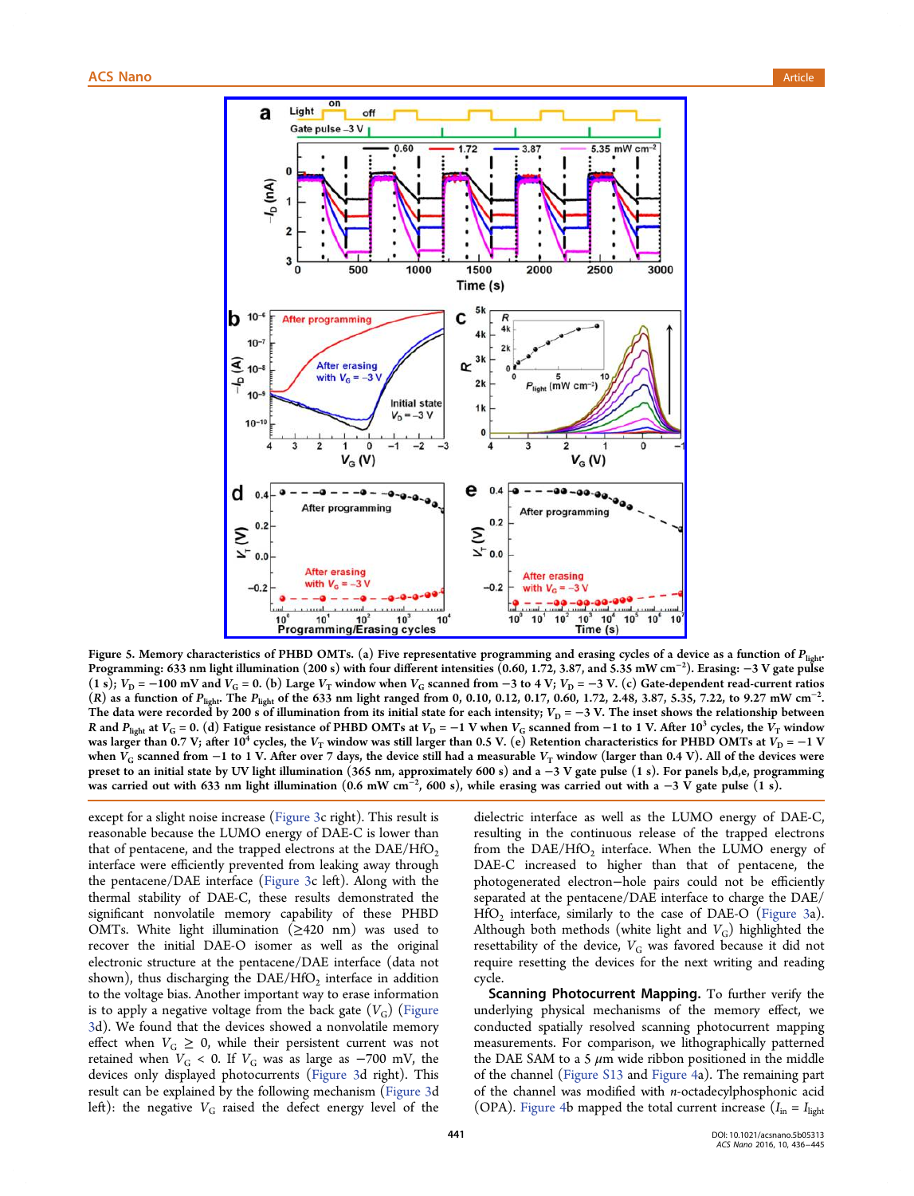Figure 5. Memory characteristics of PHBD OMTs. (a) Five representative programming and erasing cycles of a device as a function of $P_{light}$. Programming: 633 nm light illumination (200 s) with four different intensities (0.60, 1.72, 3.87, and 5.35 mW cm$^{-2}$). Erasing: −3 V gate pulse (1 s); $V_D$ = −100 mV and $V_G$ = 0. (b) Large $V_T$ window when $V_G$ scanned from −3 to 4 V; $V_D$ = −3 V. (c) Gate-dependent read-current ratios ($R$) as a function of $P_{light}$. The $P_{light}$ of the 633 nm light ranged from 0, 0.10, 0.12, 0.17, 0.60, 1.72, 2.48, 3.87, 5.35, 7.22, to 9.27 mW cm$^{-2}$. The data were recorded by 200 s of illumination from its initial state for each intensity; $V_D$ = −3 V. The inset shows the relationship between $R$ and $P_{light}$ at $V_G$ = 0. (d) Fatigue resistance of PHBD OMTs at $V_D$ = −1 V when $V_G$ scanned from −1 to 1 V. After $10^3$ cycles, the $V_T$ window was larger than 0.7 V; after $10^4$ cycles, the $V_T$ window was still larger than 0.5 V. (e) Retention characteristics for PHBD OMTs at $V_D$ = −1 V when $V_G$ scanned from −1 to 1 V. After over 7 days, the device still had a measurable $V_T$ window (larger than 0.4 V). All of the devices were preset to an initial state by UV light illumination (365 nm, approximately 600 s) and a −3 V gate pulse (1 s). For panels b,d,e, programming was carried out with 633 nm light illumination (0.6 mW cm$^{-2}$, 600 s), while erasing was carried out with a −3 V gate pulse (1 s).

except for a slight noise increase (Figure 3c right). This result is reasonable because the LUMO energy of DAE-C is lower than that of pentacene, and the trapped electrons at the DAE/$HfO_2$ interface were efficiently prevented from leaking away through the pentacene/DAE interface (Figure 3c left). Along with the thermal stability of DAE-C, these results demonstrated the significant nonvolatile memory capability of these PHBD OMTs. White light illumination (≥420 nm) was used to recover the initial DAE-O isomer as well as the original electronic structure at the pentacene/DAE interface (data not shown), thus discharging the DAE/$HfO_2$ interface in addition to the voltage bias. Another important way to erase information is to apply a negative voltage from the back gate ($V_G$) (Figure 3d). We found that the devices showed a nonvolatile memory effect when $V_G \geq 0$, while their persistent current was not retained when $V_G < 0$. If $V_G$ was as large as −700 mV, the devices only displayed photocurrents (Figure 3d right). This result can be explained by the following mechanism (Figure 3d left): the negative $V_G$ raised the defect energy level of the dielectric interface as well as the LUMO energy of DAE-C, resulting in the continuous release of the trapped electrons from the DAE/$HfO_2$ interface. When the LUMO energy of DAE-C increased to higher than that of pentacene, the photogenerated electron−hole pairs could not be efficiently separated at the pentacene/DAE interface to charge the DAE/$HfO_2$ interface, similarly to the case of DAE-O (Figure 3a). Although both methods (white light and $V_G$) highlighted the resettability of the device, $V_G$ was favored because it did not require resetting the devices for the next writing and reading cycle.

**Scanning Photocurrent Mapping.** To further verify the underlying physical mechanisms of the memory effect, we conducted spatially resolved scanning photocurrent mapping measurements. For comparison, we lithographically patterned the DAE SAM to a 5 μm wide ribbon positioned in the middle of the channel (Figure S13 and Figure 4a). The remaining part of the channel was modified with *n*-octadecylphosphonic acid (OPA). Figure 4b mapped the total current increase ($I_{in}$ = $I_{light}$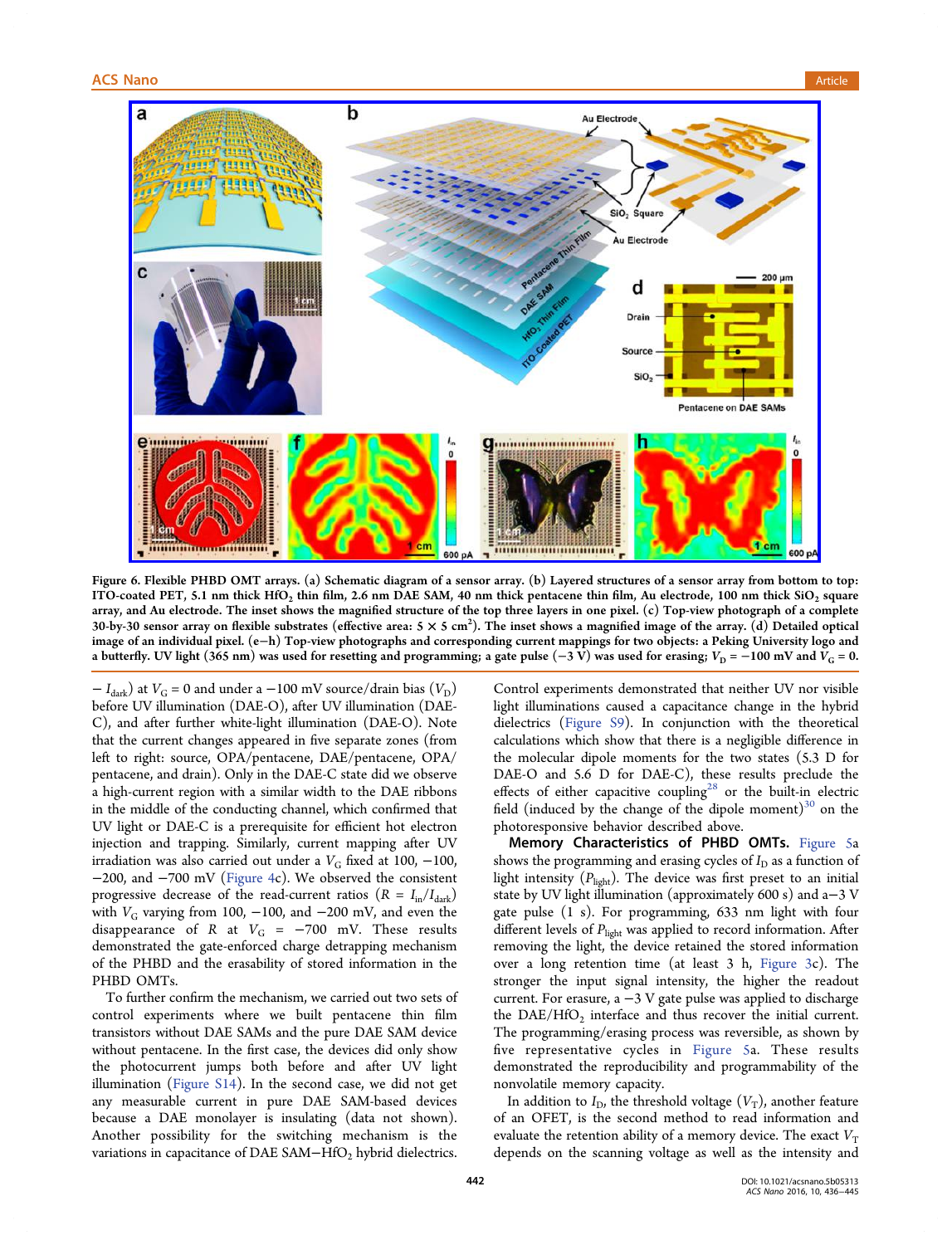**Figure 6. Flexible PHBD OMT arrays.** (a) Schematic diagram of a sensor array. (b) Layered structures of a sensor array from bottom to top: ITO-coated PET, 5.1 nm thick $HfO_2$ thin film, 2.6 nm DAE SAM, 40 nm thick pentacene thin film, Au electrode, 100 nm thick $SiO_2$ square array, and Au electrode. The inset shows the magnified structure of the top three layers in one pixel. (c) Top-view photograph of a complete 30-by-30 sensor array on flexible substrates (effective area: $5 \times 5$ cm$^2$). The inset shows a magnified image of the array. (d) Detailed optical image of an individual pixel. (e−h) Top-view photographs and corresponding current mappings for two objects: a Peking University logo and a butterfly. UV light (365 nm) was used for resetting and programming; a gate pulse (−3 V) was used for erasing; $V_D$ = −100 mV and $V_G$ = 0.

− $I_{dark}$) at $V_G$ = 0 and under a −100 mV source/drain bias ($V_D$) before UV illumination (DAE-O), after UV illumination (DAE-C), and after further white-light illumination (DAE-O). Note that the current changes appeared in five separate zones (from left to right: source, OPA/pentacene, DAE/pentacene, OPA/pentacene, and drain). Only in the DAE-C state did we observe a high-current region with a similar width to the DAE ribbons in the middle of the conducting channel, which confirmed that UV light or DAE-C is a prerequisite for efficient hot electron injection and trapping. Similarly, current mapping after UV irradiation was also carried out under a $V_G$ fixed at 100, −100, −200, and −700 mV (Figure 4c). We observed the consistent progressive decrease of the read-current ratios ($R = I_{in}/I_{dark}$) with $V_G$ varying from 100, −100, and −200 mV, and even the disappearance of $R$ at $V_G$ = −700 mV. These results demonstrated the gate-enforced charge detrapping mechanism of the PHBD and the erasability of stored information in the PHBD OMTs.

To further confirm the mechanism, we carried out two sets of control experiments where we built pentacene thin film transistors without DAE SAMs and the pure DAE SAM device without pentacene. In the first case, the devices did only show the photocurrent jumps both before and after UV light illumination (Figure S14). In the second case, we did not get any measurable current in pure DAE SAM-based devices because a DAE monolayer is insulating (data not shown). Another possibility for the switching mechanism is the variations in capacitance of DAE SAM−$HfO_2$ hybrid dielectrics. Control experiments demonstrated that neither UV nor visible light illuminations caused a capacitance change in the hybrid dielectrics (Figure S9). In conjunction with the theoretical calculations which show that there is a negligible difference in the molecular dipole moments for the two states (5.3 D for DAE-O and 5.6 D for DAE-C), these results preclude the effects of either capacitive coupling[28] or the built-in electric field (induced by the change of the dipole moment)[30] on the photoresponsive behavior described above.

**Memory Characteristics of PHBD OMTs.** Figure 5a shows the programming and erasing cycles of $I_D$ as a function of light intensity ($P_{light}$). The device was first preset to an initial state by UV light illumination (approximately 600 s) and a−3 V gate pulse (1 s). For programming, 633 nm light with four different levels of $P_{light}$ was applied to record information. After removing the light, the device retained the stored information over a long retention time (at least 3 h, Figure 3c). The stronger the input signal intensity, the higher the readout current. For erasure, a −3 V gate pulse was applied to discharge the DAE/$HfO_2$ interface and thus recover the initial current. The programming/erasing process was reversible, as shown by five representative cycles in Figure 5a. These results demonstrated the reproducibility and programmability of the nonvolatile memory capacity.

In addition to $I_D$, the threshold voltage ($V_T$), another feature of an OFET, is the second method to read information and evaluate the retention ability of a memory device. The exact $V_T$ depends on the scanning voltage as well as the intensity and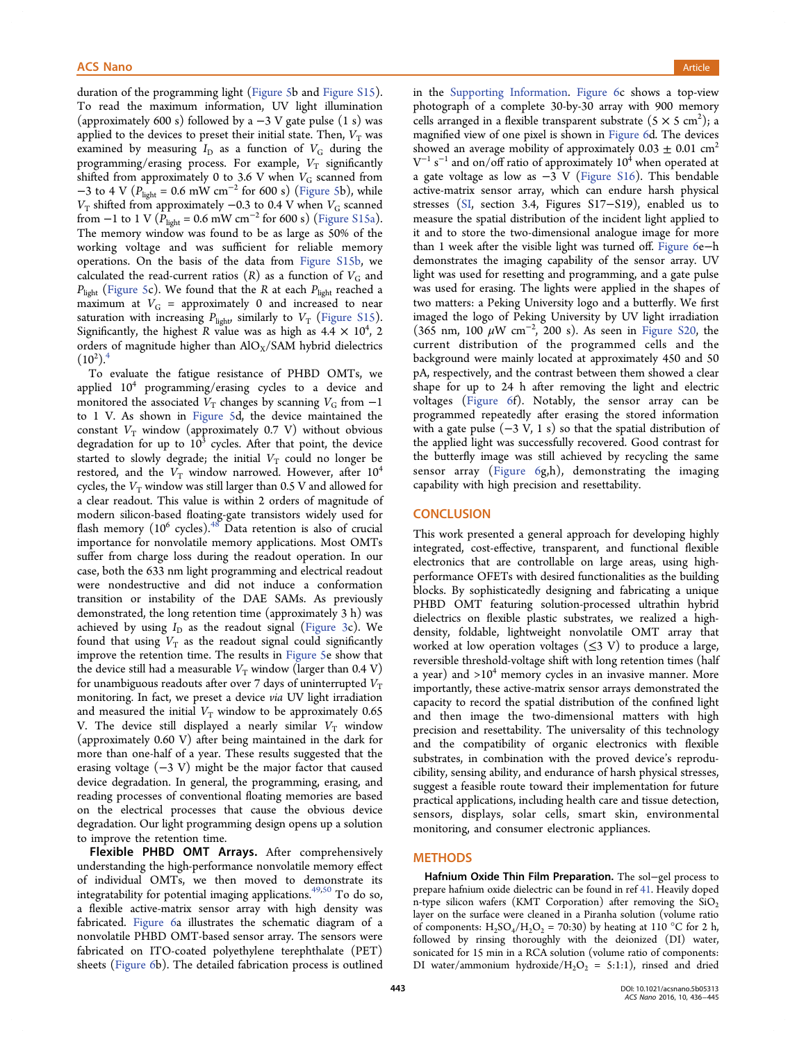duration of the programming light (Figure 5b and Figure S15). To read the maximum information, UV light illumination (approximately 600 s) followed by a −3 V gate pulse (1 s) was applied to the devices to preset their initial state. Then, $V_T$ was examined by measuring $I_D$ as a function of $V_G$ during the programming/erasing process. For example, $V_T$ significantly shifted from approximately 0 to 3.6 V when $V_G$ scanned from −3 to 4 V ($P_{light}$ = 0.6 mW cm$^{-2}$ for 600 s) (Figure 5b), while $V_T$ shifted from approximately −0.3 to 0.4 V when $V_G$ scanned from −1 to 1 V ($P_{light}$ = 0.6 mW cm$^{-2}$ for 600 s) (Figure S15a). The memory window was found to be as large as 50% of the working voltage and was sufficient for reliable memory operations. On the basis of the data from Figure S15b, we calculated the read-current ratios ($R$) as a function of $V_G$ and $P_{light}$ (Figure 5c). We found that the $R$ at each $P_{light}$ reached a maximum at $V_G$ = approximately 0 and increased to near saturation with increasing $P_{light}$, similarly to $V_T$ (Figure S15). Significantly, the highest $R$ value was as high as $4.4 \times 10^4$, 2 orders of magnitude higher than $AlO_X$/SAM hybrid dielectrics ($10^2$).[4]

To evaluate the fatigue resistance of PHBD OMTs, we applied $10^4$ programming/erasing cycles to a device and monitored the associated $V_T$ changes by scanning $V_G$ from −1 to 1 V. As shown in Figure 5d, the device maintained the constant $V_T$ window (approximately 0.7 V) without obvious degradation for up to $10^3$ cycles. After that point, the device started to slowly degrade; the initial $V_T$ could no longer be restored, and the $V_T$ window narrowed. However, after $10^4$ cycles, the $V_T$ window was still larger than 0.5 V and allowed for a clear readout. This value is within 2 orders of magnitude of modern silicon-based floating-gate transistors widely used for flash memory ($10^6$ cycles).[48] Data retention is also of crucial importance for nonvolatile memory applications. Most OMTs suffer from charge loss during the readout operation. In our case, both the 633 nm light programming and electrical readout were nondestructive and did not induce a conformation transition or instability of the DAE SAMs. As previously demonstrated, the long retention time (approximately 3 h) was achieved by using $I_D$ as the readout signal (Figure 3c). We found that using $V_T$ as the readout signal could significantly improve the retention time. The results in Figure 5e show that the device still had a measurable $V_T$ window (larger than 0.4 V) for unambiguous readouts after over 7 days of uninterrupted $V_T$ monitoring. In fact, we preset a device *via* UV light irradiation and measured the initial $V_T$ window to be approximately 0.65 V. The device still displayed a nearly similar $V_T$ window (approximately 0.60 V) after being maintained in the dark for more than one-half of a year. These results suggested that the erasing voltage (−3 V) might be the major factor that caused device degradation. In general, the programming, erasing, and reading processes of conventional floating memories are based on the electrical processes that cause the obvious device degradation. Our light programming design opens up a solution to improve the retention time.

**Flexible PHBD OMT Arrays.** After comprehensively understanding the high-performance nonvolatile memory effect of individual OMTs, we then moved to demonstrate its integratability for potential imaging applications.[49,50] To do so, a flexible active-matrix sensor array with high density was fabricated. Figure 6a illustrates the schematic diagram of a nonvolatile PHBD OMT-based sensor array. The sensors were fabricated on ITO-coated polyethylene terephthalate (PET) sheets (Figure 6b). The detailed fabrication process is outlined in the Supporting Information. Figure 6c shows a top-view photograph of a complete 30-by-30 array with 900 memory cells arranged in a flexible transparent substrate (5 × 5 cm$^2$); a magnified view of one pixel is shown in Figure 6d. The devices showed an average mobility of approximately 0.03 ± 0.01 cm$^2$ V$^{-1}$ s$^{-1}$ and on/off ratio of approximately $10^4$ when operated at a gate voltage as low as −3 V (Figure S16). This bendable active-matrix sensor array, which can endure harsh physical stresses (SI, section 3.4, Figures S17−S19), enabled us to measure the spatial distribution of the incident light applied to it and to store the two-dimensional analogue image for more than 1 week after the visible light was turned off. Figure 6e−h demonstrates the imaging capability of the sensor array. UV light was used for resetting and programming, and a gate pulse was used for erasing. The lights were applied in the shapes of two matters: a Peking University logo and a butterfly. We first imaged the logo of Peking University by UV light irradiation (365 nm, 100 μW cm$^{-2}$, 200 s). As seen in Figure S20, the current distribution of the programmed cells and the background were mainly located at approximately 450 and 50 pA, respectively, and the contrast between them showed a clear shape for up to 24 h after removing the light and electric voltages (Figure 6f). Notably, the sensor array can be programmed repeatedly after erasing the stored information with a gate pulse (−3 V, 1 s) so that the spatial distribution of the applied light was successfully recovered. Good contrast for the butterfly image was still achieved by recycling the same sensor array (Figure 6g,h), demonstrating the imaging capability with high precision and resettability.

## CONCLUSION

This work presented a general approach for developing highly integrated, cost-effective, transparent, and functional flexible electronics that are controllable on large areas, using high-performance OFETs with desired functionalities as the building blocks. By sophisticatedly designing and fabricating a unique PHBD OMT featuring solution-processed ultrathin hybrid dielectrics on flexible plastic substrates, we realized a high-density, foldable, lightweight nonvolatile OMT array that worked at low operation voltages (≤3 V) to produce a large, reversible threshold-voltage shift with long retention times (half a year) and >$10^4$ memory cycles in an invasive manner. More importantly, these active-matrix sensor arrays demonstrated the capacity to record the spatial distribution of the confined light and then image the two-dimensional matters with high precision and resettability. The universality of this technology and the compatibility of organic electronics with flexible substrates, in combination with the proved device's reproducibility, sensing ability, and endurance of harsh physical stresses, suggest a feasible route toward their implementation for future practical applications, including health care and tissue detection, sensors, displays, solar cells, smart skin, environmental monitoring, and consumer electronic appliances.

## METHODS

**Hafnium Oxide Thin Film Preparation.** The sol−gel process to prepare hafnium oxide dielectric can be found in ref 41. Heavily doped n-type silicon wafers (KMT Corporation) after removing the $SiO_2$ layer on the surface were cleaned in a Piranha solution (volume ratio of components: $H_2SO_4/H_2O_2$ = 70:30) by heating at 110 °C for 2 h, followed by rinsing thoroughly with the deionized (DI) water, sonicated for 15 min in a RCA solution (volume ratio of components: DI water/ammonium hydroxide/$H_2O_2$ = 5:1:1), rinsed and dried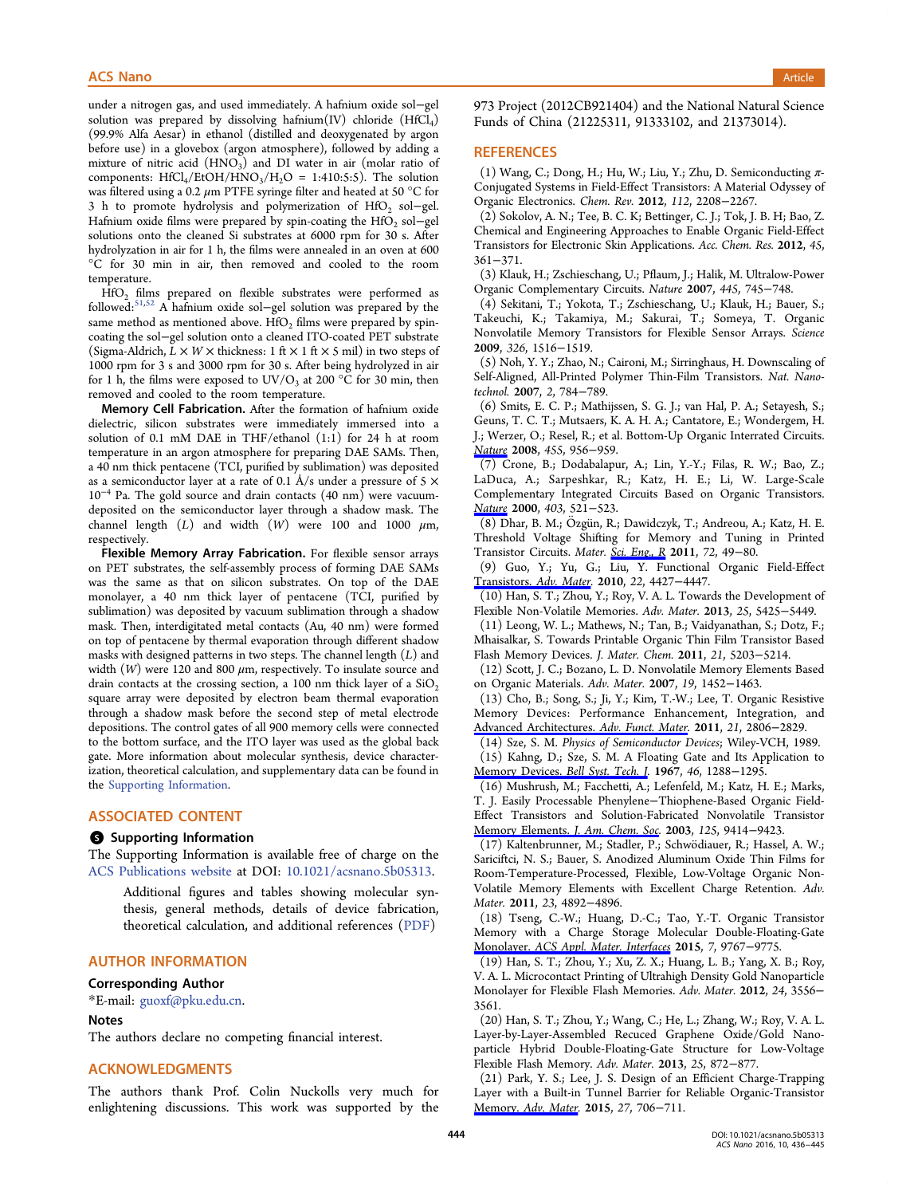under a nitrogen gas, and used immediately. A hafnium oxide sol−gel solution was prepared by dissolving hafnium(IV) chloride ($HfCl_4$) (99.9% Alfa Aesar) in ethanol (distilled and deoxygenated by argon before use) in a glovebox (argon atmosphere), followed by adding a mixture of nitric acid ($HNO_3$) and DI water in air (molar ratio of components: $HfCl_4/EtOH/HNO_3/H_2O$ = 1:410:5:5). The solution was filtered using a 0.2 μm PTFE syringe filter and heated at 50 °C for 3 h to promote hydrolysis and polymerization of $HfO_2$ sol−gel. Hafnium oxide films were prepared by spin-coating the $HfO_2$ sol−gel solutions onto the cleaned Si substrates at 6000 rpm for 30 s. After hydrolyzation in air for 1 h, the films were annealed in an oven at 600 °C for 30 min in air, then removed and cooled to the room temperature.

$HfO_2$ films prepared on flexible substrates were performed as followed:[51,52] A hafnium oxide sol−gel solution was prepared by the same method as mentioned above. $HfO_2$ films were prepared by spin-coating the sol−gel solution onto a cleaned ITO-coated PET substrate (Sigma-Aldrich, $L \times W \times$ thickness: 1 ft × 1 ft × 5 mil) in two steps of 1000 rpm for 3 s and 3000 rpm for 30 s. After being hydrolyzed in air for 1 h, the films were exposed to $UV/O_3$ at 200 °C for 30 min, then removed and cooled to the room temperature.

**Memory Cell Fabrication.** After the formation of hafnium oxide dielectric, silicon substrates were immediately immersed into a solution of 0.1 mM DAE in THF/ethanol (1:1) for 24 h at room temperature in an argon atmosphere for preparing DAE SAMs. Then, a 40 nm thick pentacene (TCI, purified by sublimation) was deposited as a semiconductor layer at a rate of 0.1 Å/s under a pressure of $5 \times 10^{-4}$ Pa. The gold source and drain contacts (40 nm) were vacuum-deposited on the semiconductor layer through a shadow mask. The channel length ($L$) and width ($W$) were 100 and 1000 μm, respectively.

**Flexible Memory Array Fabrication.** For flexible sensor arrays on PET substrates, the self-assembly process of forming DAE SAMs was the same as that on silicon substrates. On top of the DAE monolayer, a 40 nm thick layer of pentacene (TCI, purified by sublimation) was deposited by vacuum sublimation through a shadow mask. Then, interdigitated metal contacts (Au, 40 nm) were formed on top of pentacene by thermal evaporation through different shadow masks with designed patterns in two steps. The channel length ($L$) and width ($W$) were 120 and 800 μm, respectively. To insulate source and drain contacts at the crossing section, a 100 nm thick layer of a $SiO_2$ square array were deposited by electron beam thermal evaporation through a shadow mask before the second step of metal electrode depositions. The control gates of all 900 memory cells were connected to the bottom surface, and the ITO layer was used as the global back gate. More information about molecular synthesis, device characterization, theoretical calculation, and supplementary data can be found in the Supporting Information.

## ASSOCIATED CONTENT

### Supporting Information

The Supporting Information is available free of charge on the ACS Publications website at DOI: 10.1021/acsnano.5b05313.

> Additional figures and tables showing molecular synthesis, general methods, details of device fabrication, theoretical calculation, and additional references (PDF)

## AUTHOR INFORMATION

### Corresponding Author

*E-mail: guoxf@pku.edu.cn.

### Notes

The authors declare no competing financial interest.

## ACKNOWLEDGMENTS

The authors thank Prof. Colin Nuckolls very much for enlightening discussions. This work was supported by the 973 Project (2012CB921404) and the National Natural Science Funds of China (21225311, 91333102, and 21373014).

## REFERENCES

(1) Wang, C.; Dong, H.; Hu, W.; Liu, Y.; Zhu, D. Semiconducting π-Conjugated Systems in Field-Effect Transistors: A Material Odyssey of Organic Electronics. *Chem. Rev.* **2012**, *112*, 2208−2267.

(2) Sokolov, A. N.; Tee, B. C. K; Bettinger, C. J.; Tok, J. B. H; Bao, Z. Chemical and Engineering Approaches to Enable Organic Field-Effect Transistors for Electronic Skin Applications. *Acc. Chem. Res.* **2012**, *45*, 361−371.

(3) Klauk, H.; Zschieschang, U.; Pflaum, J.; Halik, M. Ultralow-Power Organic Complementary Circuits. *Nature* **2007**, *445*, 745−748.

(4) Sekitani, T.; Yokota, T.; Zschieschang, U.; Klauk, H.; Bauer, S.; Takeuchi, K.; Takamiya, M.; Sakurai, T.; Someya, T. Organic Nonvolatile Memory Transistors for Flexible Sensor Arrays. *Science* **2009**, *326*, 1516−1519.

(5) Noh, Y. Y.; Zhao, N.; Caironi, M.; Sirringhaus, H. Downscaling of Self-Aligned, All-Printed Polymer Thin-Film Transistors. *Nat. Nanotechnol.* **2007**, *2*, 784−789.

(6) Smits, E. C. P.; Mathijssen, S. G. J.; van Hal, P. A.; Setayesh, S.; Geuns, T. C. T.; Mutsaers, K. A. H. A.; Cantatore, E.; Wondergem, H. J.; Werzer, O.; Resel, R.; et al. Bottom-Up Organic Interrated Circuits. *Nature* **2008**, *455*, 956−959.

(7) Crone, B.; Dodabalapur, A.; Lin, Y.-Y.; Filas, R. W.; Bao, Z.; LaDuca, A.; Sarpeshkar, R.; Katz, H. E.; Li, W. Large-Scale Complementary Integrated Circuits Based on Organic Transistors. *Nature* **2000**, *403*, 521−523.

(8) Dhar, B. M.; Özgün, R.; Dawidczyk, T.; Andreou, A.; Katz, H. E. Threshold Voltage Shifting for Memory and Tuning in Printed Transistor Circuits. *Mater. Sci. Eng., R* **2011**, *72*, 49−80.

(9) Guo, Y.; Yu, G.; Liu, Y. Functional Organic Field-Effect Transistors. *Adv. Mater.* **2010**, *22*, 4427−4447.

(10) Han, S. T.; Zhou, Y.; Roy, V. A. L. Towards the Development of Flexible Non-Volatile Memories. *Adv. Mater.* **2013**, *25*, 5425−5449.

(11) Leong, W. L.; Mathews, N.; Tan, B.; Vaidyanathan, S.; Dotz, F.; Mhaisalkar, S. Towards Printable Organic Thin Film Transistor Based Flash Memory Devices. *J. Mater. Chem.* **2011**, *21*, 5203−5214.

(12) Scott, J. C.; Bozano, L. D. Nonvolatile Memory Elements Based on Organic Materials. *Adv. Mater.* **2007**, *19*, 1452−1463.

(13) Cho, B.; Song, S.; Ji, Y.; Kim, T.-W.; Lee, T. Organic Resistive Memory Devices: Performance Enhancement, Integration, and Advanced Architectures. *Adv. Funct. Mater.* **2011**, *21*, 2806−2829.

(14) Sze, S. M. *Physics of Semiconductor Devices*; Wiley-VCH, 1989.

(15) Kahng, D.; Sze, S. M. A Floating Gate and Its Application to Memory Devices. *Bell Syst. Tech. J.* **1967**, *46*, 1288−1295.

(16) Mushrush, M.; Facchetti, A.; Lefenfeld, M.; Katz, H. E.; Marks, T. J. Easily Processable Phenylene−Thiophene-Based Organic Field-Effect Transistors and Solution-Fabricated Nonvolatile Transistor Memory Elements. *J. Am. Chem. Soc.* **2003**, *125*, 9414−9423.

(17) Kaltenbrunner, M.; Stadler, P.; Schwödiauer, R.; Hassel, A. W.; Sariciftci, N. S.; Bauer, S. Anodized Aluminum Oxide Thin Films for Room-Temperature-Processed, Flexible, Low-Voltage Organic Non-Volatile Memory Elements with Excellent Charge Retention. *Adv. Mater.* **2011**, *23*, 4892−4896.

(18) Tseng, C.-W.; Huang, D.-C.; Tao, Y.-T. Organic Transistor Memory with a Charge Storage Molecular Double-Floating-Gate Monolayer. *ACS Appl. Mater. Interfaces* **2015**, *7*, 9767−9775.

(19) Han, S. T.; Zhou, Y.; Xu, Z. X.; Huang, L. B.; Yang, X. B.; Roy, V. A. L. Microcontact Printing of Ultrahigh Density Gold Nanoparticle Monolayer for Flexible Flash Memories. *Adv. Mater.* **2012**, *24*, 3556−3561.

(20) Han, S. T.; Zhou, Y.; Wang, C.; He, L.; Zhang, W.; Roy, V. A. L. Layer-by-Layer-Assembled Recuced Graphene Oxide/Gold Nanoparticle Hybrid Double-Floating-Gate Structure for Low-Voltage Flexible Flash Memory. *Adv. Mater.* **2013**, *25*, 872−877.

(21) Park, Y. S.; Lee, J. S. Design of an Efficient Charge-Trapping Layer with a Built-in Tunnel Barrier for Reliable Organic-Transistor Memory. *Adv. Mater.* **2015**, *27*, 706−711.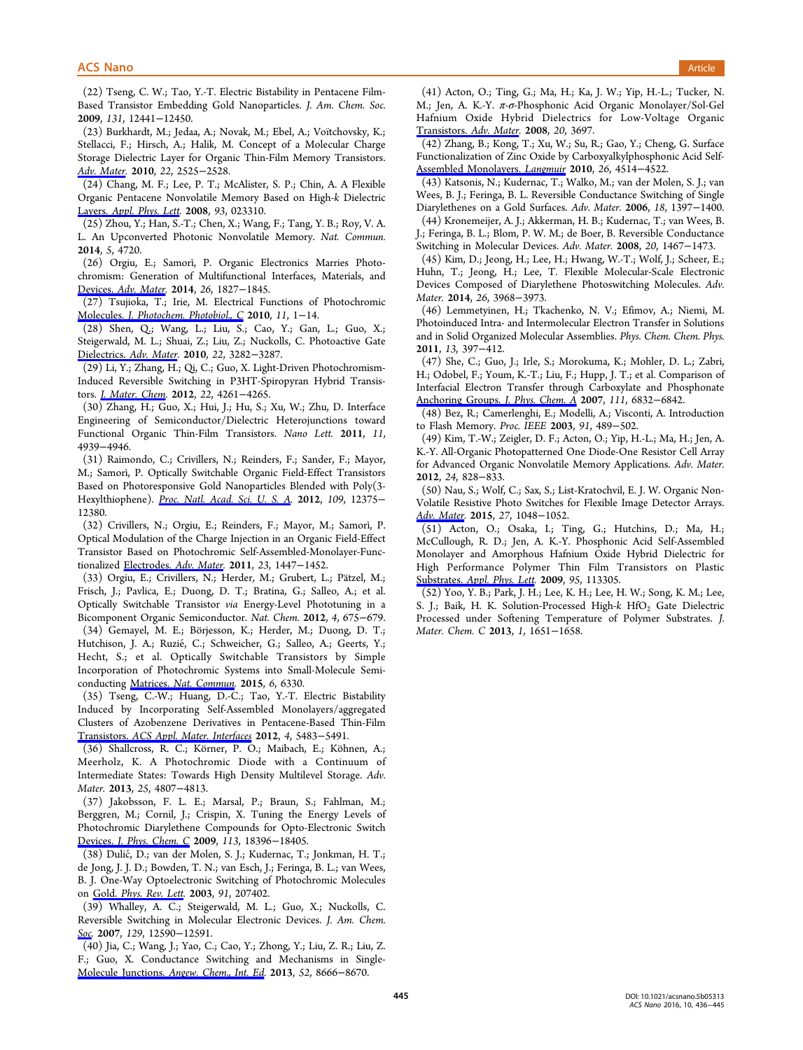(22) Tseng, C. W.; Tao, Y.-T. Electric Bistability in Pentacene Film-Based Transistor Embedding Gold Nanoparticles. *J. Am. Chem. Soc.* **2009**, *131*, 12441−12450.

(23) Burkhardt, M.; Jedaa, A.; Novak, M.; Ebel, A.; Voïtchovsky, K.; Stellacci, F.; Hirsch, A.; Halik, M. Concept of a Molecular Charge Storage Dielectric Layer for Organic Thin-Film Memory Transistors. *Adv. Mater.* **2010**, *22*, 2525−2528.

(24) Chang, M. F.; Lee, P. T.; McAlister, S. P.; Chin, A. A Flexible Organic Pentacene Nonvolatile Memory Based on High-*k* Dielectric Layers. *Appl. Phys. Lett.* **2008**, *93*, 023310.

(25) Zhou, Y.; Han, S.-T.; Chen, X.; Wang, F.; Tang, Y. B.; Roy, V. A. L. An Upconverted Photonic Nonvolatile Memory. *Nat. Commun.* **2014**, *5*, 4720.

(26) Orgiu, E.; Samorì, P. Organic Electronics Marries Photochromism: Generation of Multifunctional Interfaces, Materials, and Devices. *Adv. Mater.* **2014**, *26*, 1827−1845.

(27) Tsujioka, T.; Irie, M. Electrical Functions of Photochromic Molecules. *J. Photochem. Photobiol., C* **2010**, *11*, 1−14.

(28) Shen, Q.; Wang, L.; Liu, S.; Cao, Y.; Gan, L.; Guo, X.; Steigerwald, M. L.; Shuai, Z.; Liu, Z.; Nuckolls, C. Photoactive Gate Dielectrics. *Adv. Mater.* **2010**, *22*, 3282−3287.

(29) Li, Y.; Zhang, H.; Qi, C.; Guo, X. Light-Driven Photochromism-Induced Reversible Switching in P3HT-Spiropyran Hybrid Transistors. *J. Mater. Chem.* **2012**, *22*, 4261−4265.

(30) Zhang, H.; Guo, X.; Hui, J.; Hu, S.; Xu, W.; Zhu, D. Interface Engineering of Semiconductor/Dielectric Heterojunctions toward Functional Organic Thin-Film Transistors. *Nano Lett.* **2011**, *11*, 4939−4946.

(31) Raimondo, C.; Crivillers, N.; Reinders, F.; Sander, F.; Mayor, M.; Samorì, P. Optically Switchable Organic Field-Effect Transistors Based on Photoresponsive Gold Nanoparticles Blended with Poly(3-Hexylthiophene). *Proc. Natl. Acad. Sci. U. S. A.* **2012**, *109*, 12375−12380.

(32) Crivillers, N.; Orgiu, E.; Reinders, F.; Mayor, M.; Samorì, P. Optical Modulation of the Charge Injection in an Organic Field-Effect Transistor Based on Photochromic Self-Assembled-Monolayer-Functionalized Electrodes. *Adv. Mater.* **2011**, *23*, 1447−1452.

(33) Orgiu, E.; Crivillers, N.; Herder, M.; Grubert, L.; Pätzel, M.; Frisch, J.; Pavlica, E.; Duong, D. T.; Bratina, G.; Salleo, A.; et al. Optically Switchable Transistor *via* Energy-Level Phototuning in a Bicomponent Organic Semiconductor. *Nat. Chem.* **2012**, *4*, 675−679.

(34) Gemayel, M. E.; Börjesson, K.; Herder, M.; Duong, D. T.; Hutchison, J. A.; Ruzié, C.; Schweicher, G.; Salleo, A.; Geerts, Y.; Hecht, S.; et al. Optically Switchable Transistors by Simple Incorporation of Photochromic Systems into Small-Molecule Semiconducting Matrices. *Nat. Commun.* **2015**, *6*, 6330.

(35) Tseng, C.-W.; Huang, D.-C.; Tao, Y.-T. Electric Bistability Induced by Incorporating Self-Assembled Monolayers/aggregated Clusters of Azobenzene Derivatives in Pentacene-Based Thin-Film Transistors. *ACS Appl. Mater. Interfaces* **2012**, *4*, 5483−5491.

(36) Shallcross, R. C.; Körner, P. O.; Maibach, E.; Köhnen, A.; Meerholz, K. A Photochromic Diode with a Continuum of Intermediate States: Towards High Density Multilevel Storage. *Adv. Mater.* **2013**, *25*, 4807−4813.

(37) Jakobsson, F. L. E.; Marsal, P.; Braun, S.; Fahlman, M.; Berggren, M.; Cornil, J.; Crispin, X. Tuning the Energy Levels of Photochromic Diarylethene Compounds for Opto-Electronic Switch Devices. *J. Phys. Chem. C* **2009**, *113*, 18396−18405.

(38) Dulić, D.; van der Molen, S. J.; Kudernac, T.; Jonkman, H. T.; de Jong, J. J. D.; Bowden, T. N.; van Esch, J.; Feringa, B. L.; van Wees, B. J. One-Way Optoelectronic Switching of Photochromic Molecules on Gold. *Phys. Rev. Lett.* **2003**, *91*, 207402.

(39) Whalley, A. C.; Steigerwald, M. L.; Guo, X.; Nuckolls, C. Reversible Switching in Molecular Electronic Devices. *J. Am. Chem. Soc.* **2007**, *129*, 12590−12591.

(40) Jia, C.; Wang, J.; Yao, C.; Cao, Y.; Zhong, Y.; Liu, Z. R.; Liu, Z. F.; Guo, X. Conductance Switching and Mechanisms in Single-Molecule Junctions. *Angew. Chem., Int. Ed.* **2013**, *52*, 8666−8670.

(41) Acton, O.; Ting, G.; Ma, H.; Ka, J. W.; Yip, H.-L.; Tucker, N. M.; Jen, A. K.-Y. π-σ-Phosphonic Acid Organic Monolayer/Sol-Gel Hafnium Oxide Hybrid Dielectrics for Low-Voltage Organic Transistors. *Adv. Mater.* **2008**, *20*, 3697.

(42) Zhang, B.; Kong, T.; Xu, W.; Su, R.; Gao, Y.; Cheng, G. Surface Functionalization of Zinc Oxide by Carboxyalkylphosphonic Acid Self-Assembled Monolayers. *Langmuir* **2010**, *26*, 4514−4522.

(43) Katsonis, N.; Kudernac, T.; Walko, M.; van der Molen, S. J.; van Wees, B. J.; Feringa, B. L. Reversible Conductance Switching of Single Diarylethenes on a Gold Surfaces. *Adv. Mater.* **2006**, *18*, 1397−1400.

(44) Kronemeijer, A. J.; Akkerman, H. B.; Kudernac, T.; van Wees, B. J.; Feringa, B. L.; Blom, P. W. M.; de Boer, B. Reversible Conductance Switching in Molecular Devices. *Adv. Mater.* **2008**, *20*, 1467−1473.

(45) Kim, D.; Jeong, H.; Lee, H.; Hwang, W.-T.; Wolf, J.; Scheer, E.; Huhn, T.; Jeong, H.; Lee, T. Flexible Molecular-Scale Electronic Devices Composed of Diarylethene Photoswitching Molecules. *Adv. Mater.* **2014**, *26*, 3968−3973.

(46) Lemmetyinen, H.; Tkachenko, N. V.; Efimov, A.; Niemi, M. Photoinduced Intra- and Intermolecular Electron Transfer in Solutions and in Solid Organized Molecular Assemblies. *Phys. Chem. Chem. Phys.* **2011**, *13*, 397−412.

(47) She, C.; Guo, J.; Irle, S.; Morokuma, K.; Mohler, D. L.; Zabri, H.; Odobel, F.; Youm, K.-T.; Liu, F.; Hupp, J. T.; et al. Comparison of Interfacial Electron Transfer through Carboxylate and Phosphonate Anchoring Groups. *J. Phys. Chem. A* **2007**, *111*, 6832−6842.

(48) Bez, R.; Camerlenghi, E.; Modelli, A.; Visconti, A. Introduction to Flash Memory. *Proc. IEEE* **2003**, *91*, 489−502.

(49) Kim, T.-W.; Zeigler, D. F.; Acton, O.; Yip, H.-L.; Ma, H.; Jen, A. K.-Y. All-Organic Photopatterned One Diode-One Resistor Cell Array for Advanced Organic Nonvolatile Memory Applications. *Adv. Mater.* **2012**, *24*, 828−833.

(50) Nau, S.; Wolf, C.; Sax, S.; List-Kratochvil, E. J. W. Organic Non-Volatile Resistive Photo Switches for Flexible Image Detector Arrays. *Adv. Mater.* **2015**, *27*, 1048−1052.

(51) Acton, O.; Osaka, I.; Ting, G.; Hutchins, D.; Ma, H.; McCullough, R. D.; Jen, A. K.-Y. Phosphonic Acid Self-Assembled Monolayer and Amorphous Hafnium Oxide Hybrid Dielectric for High Performance Polymer Thin Film Transistors on Plastic Substrates. *Appl. Phys. Lett.* **2009**, *95*, 113305.

(52) Yoo, Y. B.; Park, J. H.; Lee, K. H.; Lee, H. W.; Song, K. M.; Lee, S. J.; Baik, H. K. Solution-Processed High-*k* $HfO_2$ Gate Dielectric Processed under Softening Temperature of Polymer Substrates. *J. Mater. Chem. C* **2013**, *1*, 1651−1658.